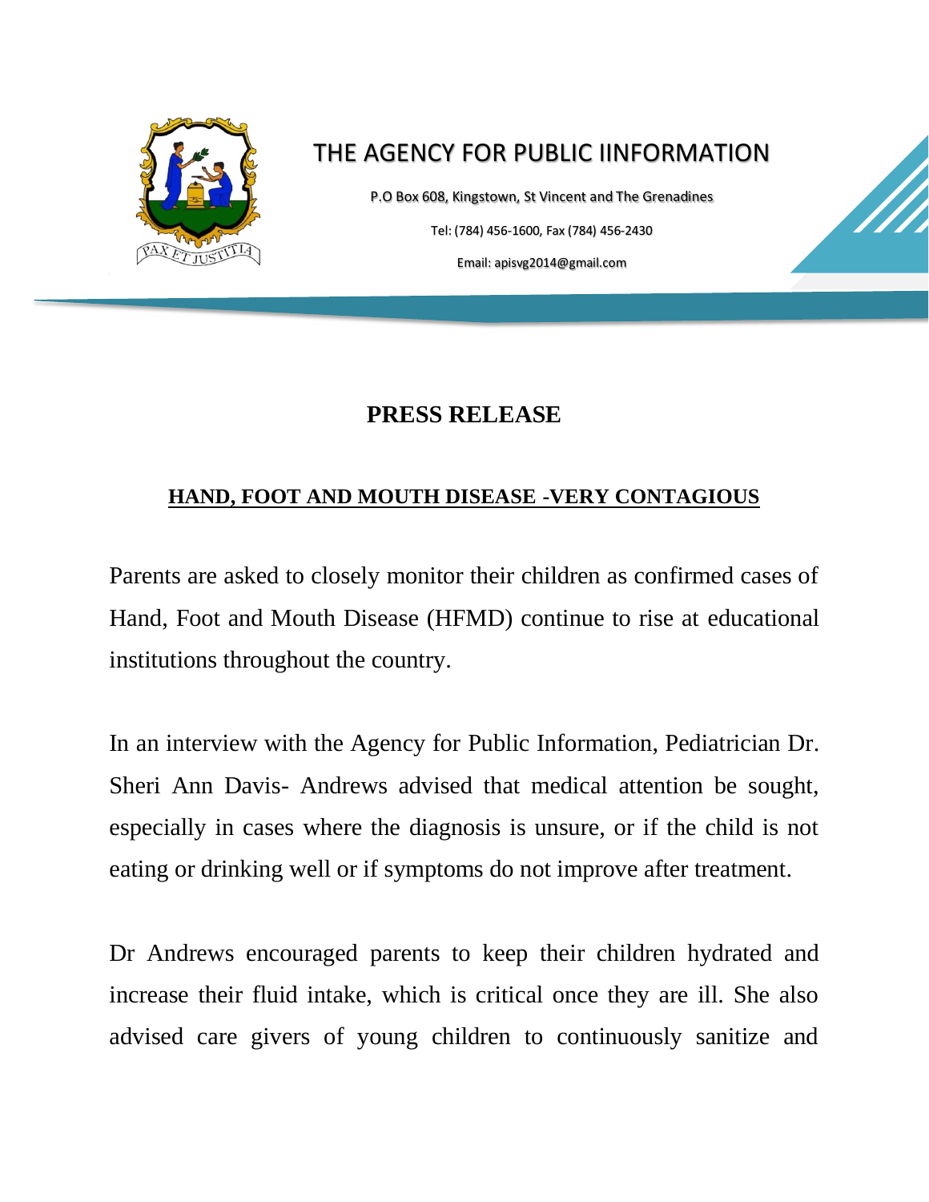# THE AGENCY FOR PUBLIC IINFORMATION

P.O Box 608, Kingstown, St Vincent and The Grenadines

Tel: (784) 456-1600, Fax (784) 456-2430

Email: apisvg2014@gmail.com

## PRESS RELEASE

### HAND, FOOT AND MOUTH DISEASE -VERY CONTAGIOUS

Parents are asked to closely monitor their children as confirmed cases of Hand, Foot and Mouth Disease (HFMD) continue to rise at educational institutions throughout the country.

In an interview with the Agency for Public Information, Pediatrician Dr. Sheri Ann Davis- Andrews advised that medical attention be sought, especially in cases where the diagnosis is unsure, or if the child is not eating or drinking well or if symptoms do not improve after treatment.

Dr Andrews encouraged parents to keep their children hydrated and increase their fluid intake, which is critical once they are ill. She also advised care givers of young children to continuously sanitize and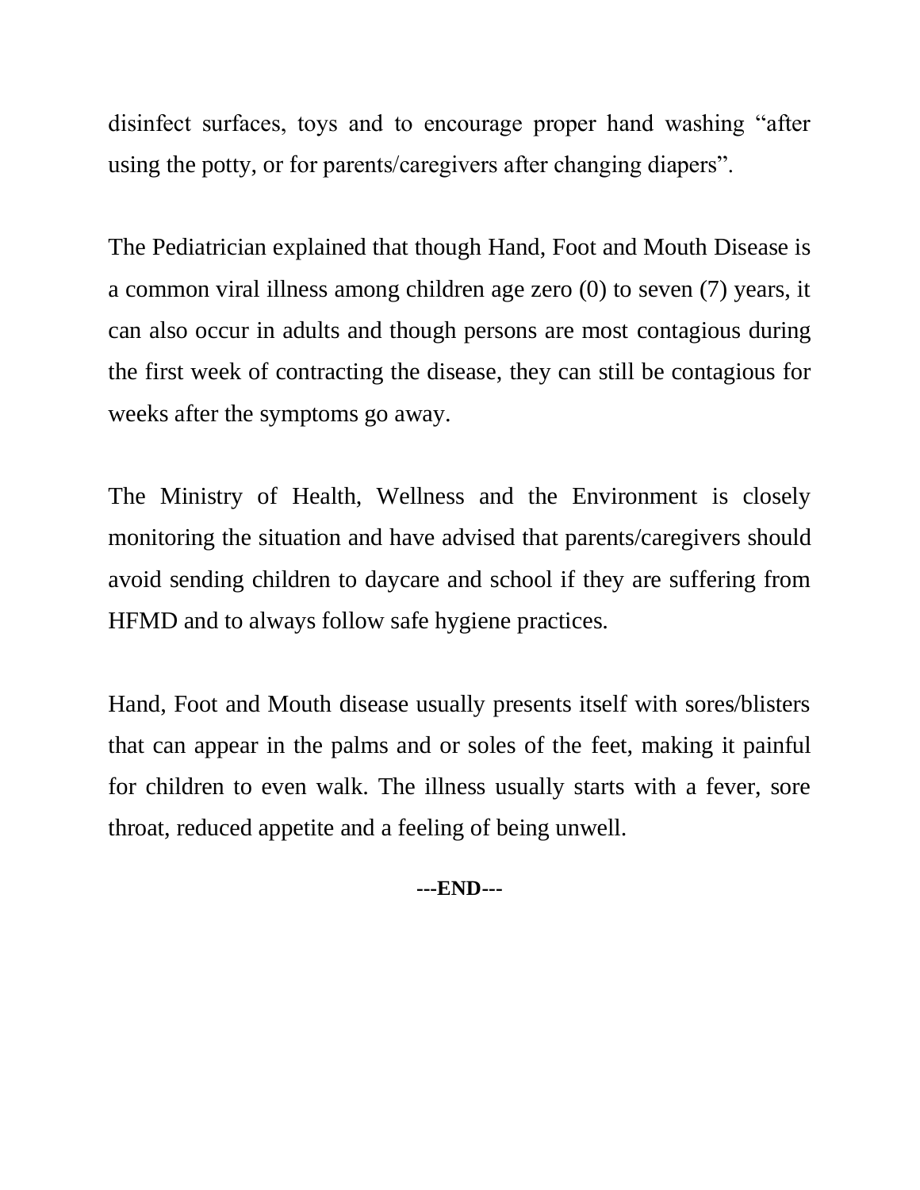disinfect surfaces, toys and to encourage proper hand washing "after using the potty, or for parents/caregivers after changing diapers".

The Pediatrician explained that though Hand, Foot and Mouth Disease is a common viral illness among children age zero (0) to seven (7) years, it can also occur in adults and though persons are most contagious during the first week of contracting the disease, they can still be contagious for weeks after the symptoms go away.

The Ministry of Health, Wellness and the Environment is closely monitoring the situation and have advised that parents/caregivers should avoid sending children to daycare and school if they are suffering from HFMD and to always follow safe hygiene practices.

Hand, Foot and Mouth disease usually presents itself with sores/blisters that can appear in the palms and or soles of the feet, making it painful for children to even walk. The illness usually starts with a fever, sore throat, reduced appetite and a feeling of being unwell.

**---END---**